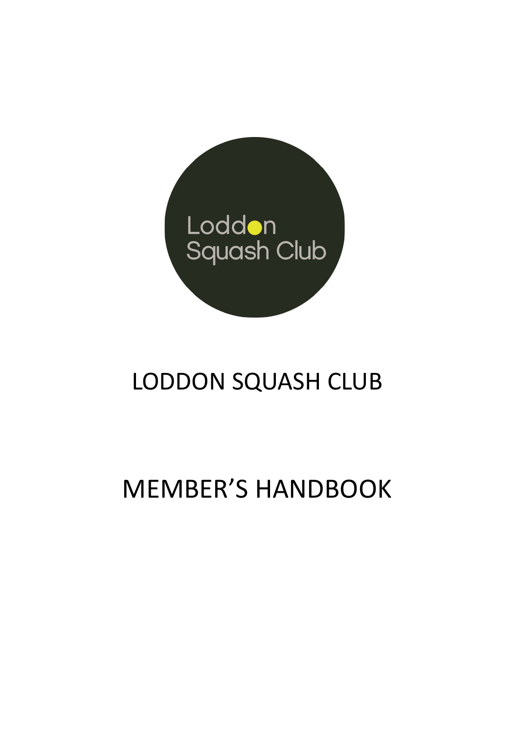Loddon Squash Club

# LODDON SQUASH CLUB

# MEMBER'S HANDBOOK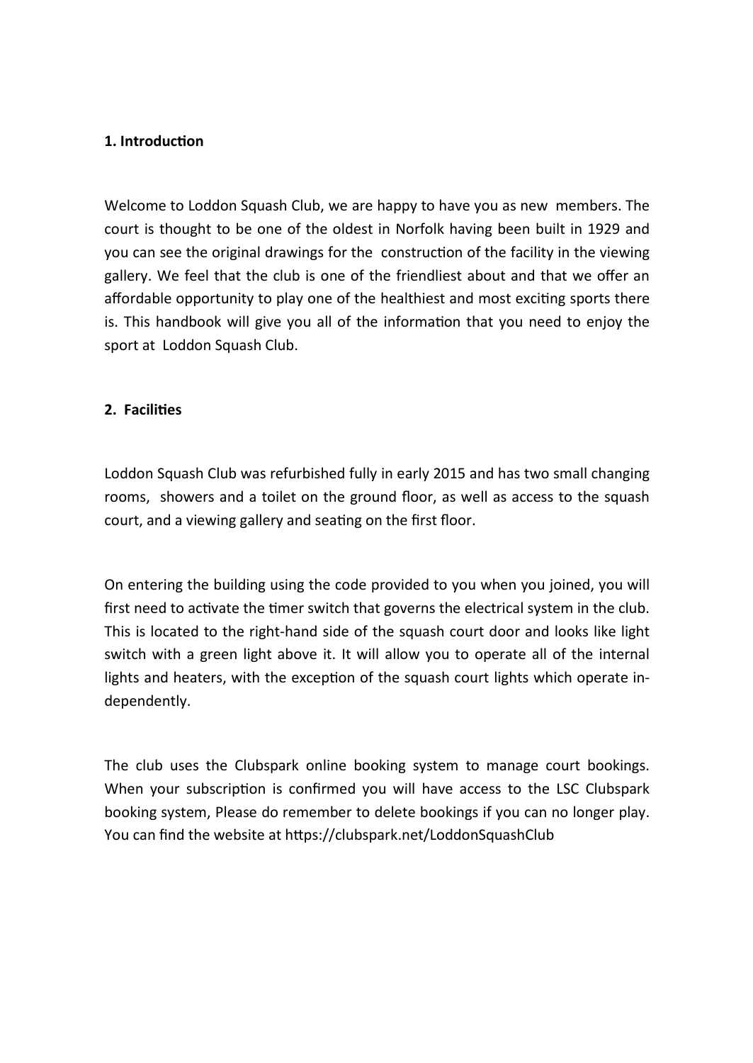**1. Introduction**

Welcome to Loddon Squash Club, we are happy to have you as new members. The court is thought to be one of the oldest in Norfolk having been built in 1929 and you can see the original drawings for the construction of the facility in the viewing gallery. We feel that the club is one of the friendliest about and that we offer an affordable opportunity to play one of the healthiest and most exciting sports there is. This handbook will give you all of the information that you need to enjoy the sport at Loddon Squash Club.

**2. Facilities**

Loddon Squash Club was refurbished fully in early 2015 and has two small changing rooms, showers and a toilet on the ground floor, as well as access to the squash court, and a viewing gallery and seating on the first floor.

On entering the building using the code provided to you when you joined, you will first need to activate the timer switch that governs the electrical system in the club. This is located to the right-hand side of the squash court door and looks like light switch with a green light above it. It will allow you to operate all of the internal lights and heaters, with the exception of the squash court lights which operate independently.

The club uses the Clubspark online booking system to manage court bookings. When your subscription is confirmed you will have access to the LSC Clubspark booking system, Please do remember to delete bookings if you can no longer play. You can find the website at https://clubspark.net/LoddonSquashClub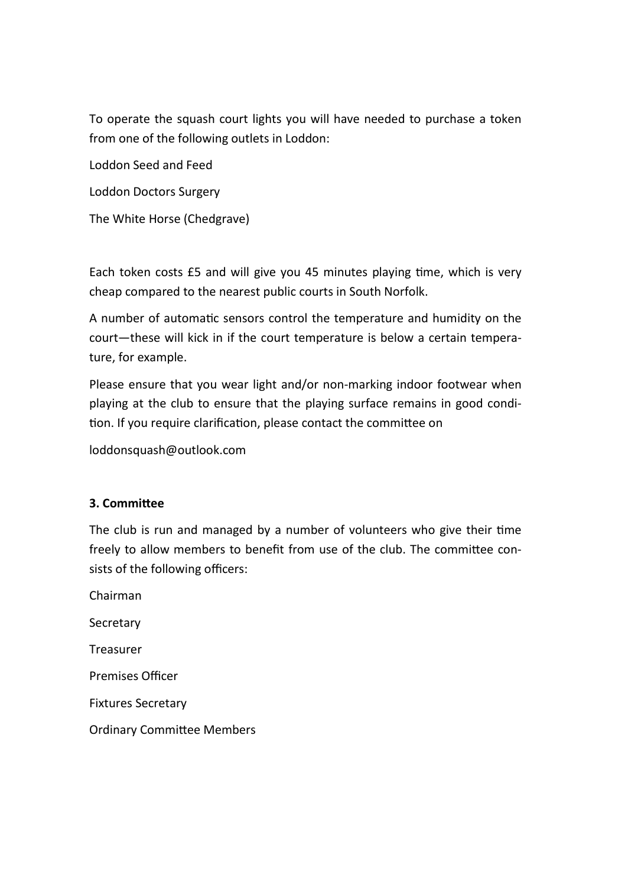To operate the squash court lights you will have needed to purchase a token from one of the following outlets in Loddon:

Loddon Seed and Feed

Loddon Doctors Surgery

The White Horse (Chedgrave)

Each token costs £5 and will give you 45 minutes playing time, which is very cheap compared to the nearest public courts in South Norfolk.

A number of automatic sensors control the temperature and humidity on the court—these will kick in if the court temperature is below a certain temperature, for example.

Please ensure that you wear light and/or non-marking indoor footwear when playing at the club to ensure that the playing surface remains in good condition. If you require clarification, please contact the committee on

loddonsquash@outlook.com

**3. Committee**

The club is run and managed by a number of volunteers who give their time freely to allow members to benefit from use of the club. The committee consists of the following officers:

Chairman

Secretary

Treasurer

Premises Officer

Fixtures Secretary

Ordinary Committee Members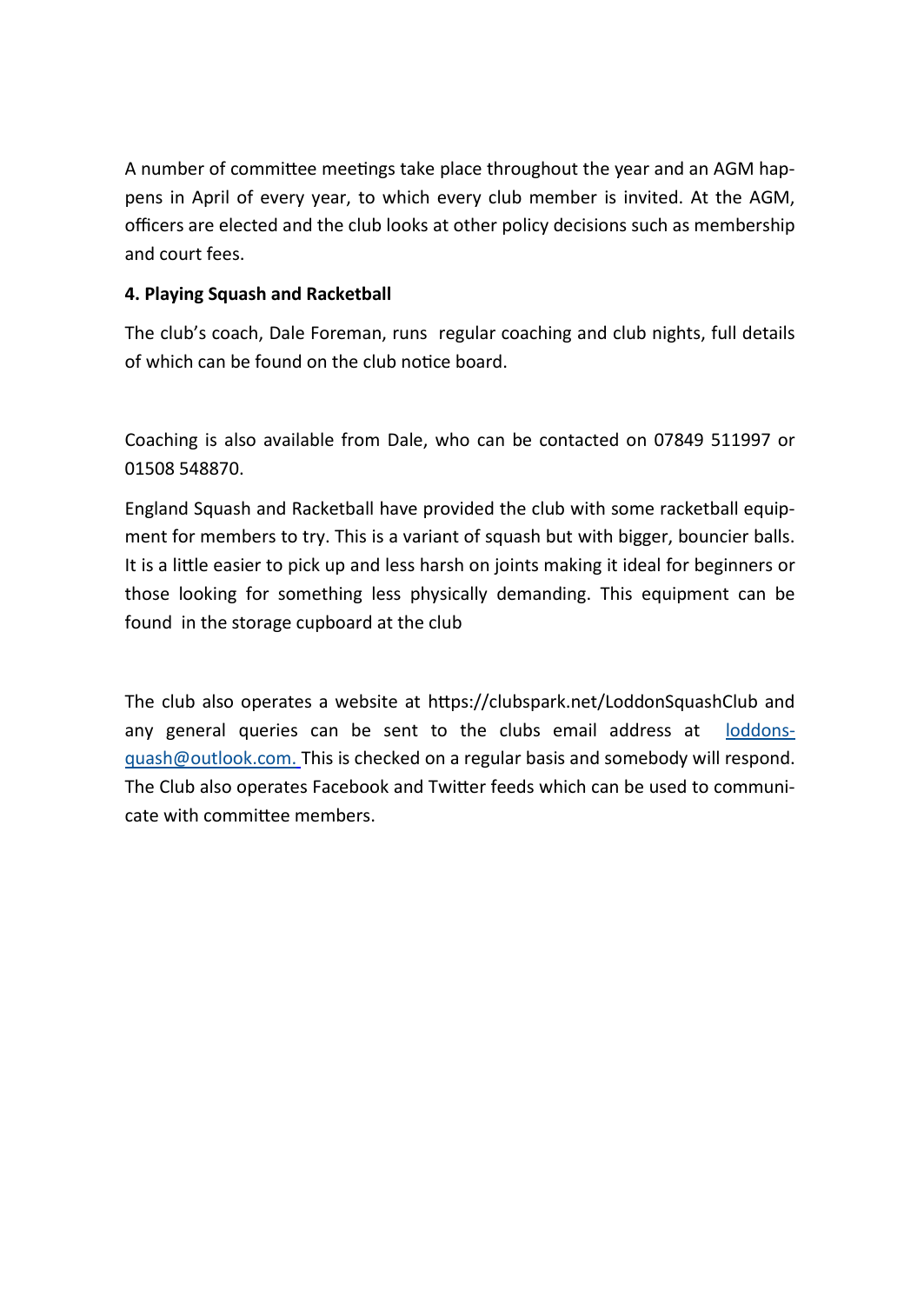A number of committee meetings take place throughout the year and an AGM happens in April of every year, to which every club member is invited. At the AGM, officers are elected and the club looks at other policy decisions such as membership and court fees.

**4. Playing Squash and Racketball**

The club's coach, Dale Foreman, runs regular coaching and club nights, full details of which can be found on the club notice board.

Coaching is also available from Dale, who can be contacted on 07849 511997 or 01508 548870.

England Squash and Racketball have provided the club with some racketball equipment for members to try. This is a variant of squash but with bigger, bouncier balls. It is a little easier to pick up and less harsh on joints making it ideal for beginners or those looking for something less physically demanding. This equipment can be found in the storage cupboard at the club

The club also operates a website at https://clubspark.net/LoddonSquashClub and any general queries can be sent to the clubs email address at loddonsquash@outlook.com. This is checked on a regular basis and somebody will respond. The Club also operates Facebook and Twitter feeds which can be used to communicate with committee members.